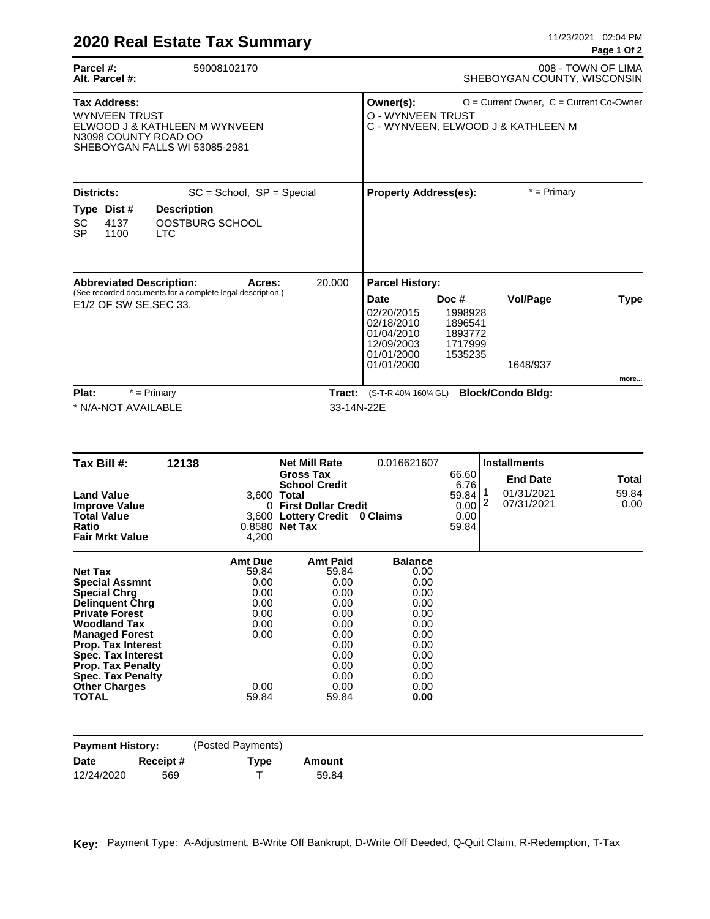# 2020 Real Estate Tax Summary

11/23/2021 02:04 PM

**Parcel #:** 59008102170
**Alt. Parcel #:**

008 - TOWN OF LIMA
SHEBOYGAN COUNTY, WISCONSIN

**Tax Address:**
WYNVEEN TRUST
ELWOOD J & KATHLEEN M WYNVEEN
N3098 COUNTY ROAD OO
SHEBOYGAN FALLS WI 53085-2981

**Owner(s):** O = Current Owner, C = Current Co-Owner
O - WYNVEEN TRUST
C - WYNVEEN, ELWOOD J & KATHLEEN M

**Districts:** SC = School, SP = Special

| Type | Dist # | Description |
|---|---|---|
| SC | 4137 | OOSTBURG SCHOOL |
| SP | 1100 | LTC |

**Property Address(es):** * = Primary

**Abbreviated Description:** **Acres:** 20.000
(See recorded documents for a complete legal description.)
E1/2 OF SW SE,SEC 33.

**Parcel History:**

| Date | Doc # | Vol/Page | Type |
|---|---|---|---|
| 02/20/2015 | 1998928 | | |
| 02/18/2010 | 1896541 | | |
| 01/04/2010 | 1893772 | | |
| 12/09/2003 | 1717999 | | |
| 01/01/2000 | 1535235 | | |
| 01/01/2000 | | 1648/937 | |

more...

**Plat:** * = Primary
* N/A-NOT AVAILABLE

**Tract:** (S-T-R 40¼ 160¼ GL)
33-14N-22E

**Block/Condo Bldg:**

**Tax Bill #:** 12138

| | |
|---|---|
| **Land Value** | 3,600 |
| **Improve Value** | 0 |
| **Total Value** | 3,600 |
| **Ratio** | 0.8580 |
| **Fair Mrkt Value** | 4,200 |

| | |
|---|---|
| **Net Mill Rate** | 0.016621607 |
| **Gross Tax** | 66.60 |
| **School Credit** | 6.76 |
| **Total** | 59.84 |
| **First Dollar Credit** | 0.00 |
| **Lottery Credit** 0 Claims | 0.00 |
| **Net Tax** | 59.84 |

**Installments**

| | End Date | Total |
|---|---|---|
| 1 | 01/31/2021 | 59.84 |
| 2 | 07/31/2021 | 0.00 |

| | Amt Due | Amt Paid | Balance |
|---|---|---|---|
| **Net Tax** | 59.84 | 59.84 | 0.00 |
| **Special Assmnt** | 0.00 | 0.00 | 0.00 |
| **Special Chrg** | 0.00 | 0.00 | 0.00 |
| **Delinquent Chrg** | 0.00 | 0.00 | 0.00 |
| **Private Forest** | 0.00 | 0.00 | 0.00 |
| **Woodland Tax** | 0.00 | 0.00 | 0.00 |
| **Managed Forest** | 0.00 | 0.00 | 0.00 |
| **Prop. Tax Interest** | | 0.00 | 0.00 |
| **Spec. Tax Interest** | | 0.00 | 0.00 |
| **Prop. Tax Penalty** | | 0.00 | 0.00 |
| **Spec. Tax Penalty** | | 0.00 | 0.00 |
| **Other Charges** | 0.00 | 0.00 | 0.00 |
| **TOTAL** | 59.84 | 59.84 | **0.00** |

**Payment History:** (Posted Payments)

| Date | Receipt # | Type | Amount |
|---|---|---|---|
| 12/24/2020 | 569 | T | 59.84 |

**Key:** Payment Type: A-Adjustment, B-Write Off Bankrupt, D-Write Off Deeded, Q-Quit Claim, R-Redemption, T-Tax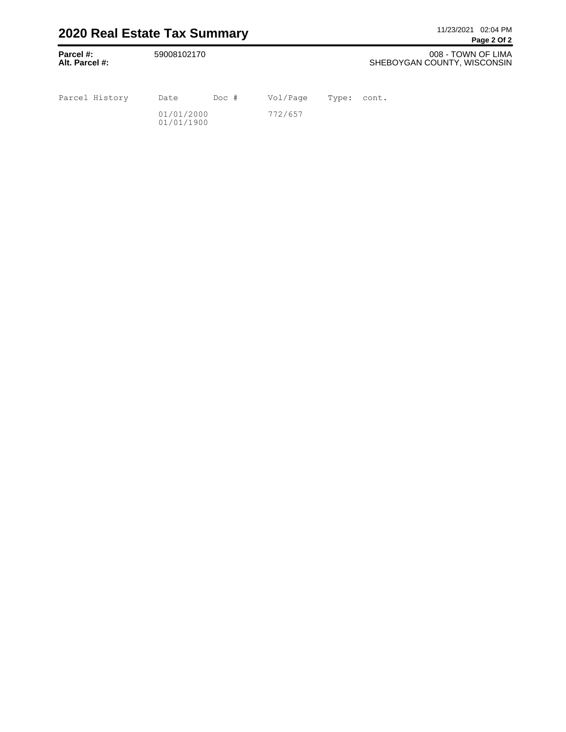**Parcel #:** 59008102170
**Alt. Parcel #:**

008 - TOWN OF LIMA
SHEBOYGAN COUNTY, WISCONSIN

| Parcel History | Date | Doc # | Vol/Page | Type: cont. |
|---|---|---|---|---|
| | 01/01/2000 | | 772/657 | |
| | 01/01/1900 | | | |